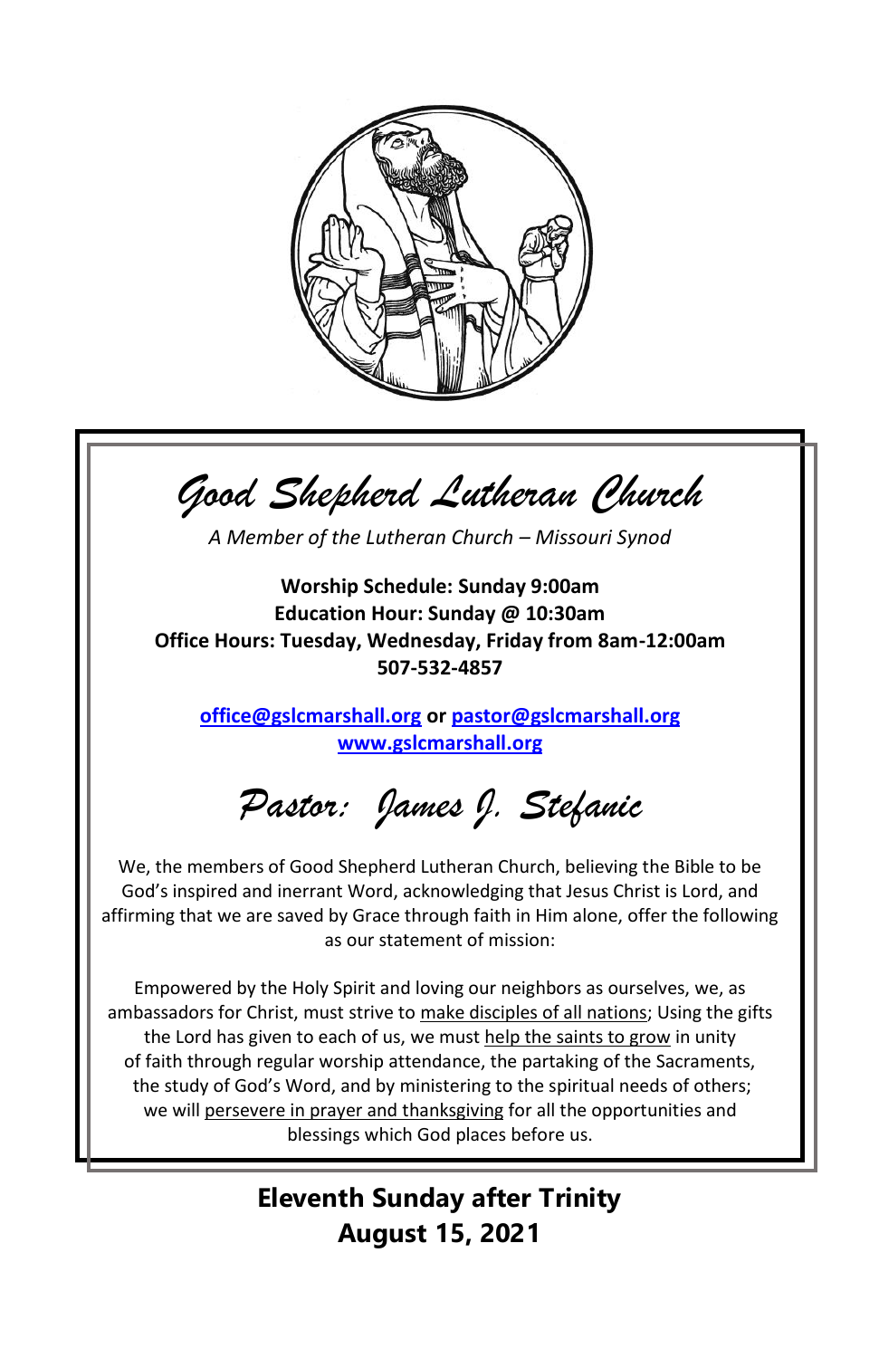# *Good Shepherd Lutheran Church*

*A Member of the Lutheran Church – Missouri Synod*

**Worship Schedule: Sunday 9:00am**
**Education Hour: Sunday @ 10:30am**
**Office Hours: Tuesday, Wednesday, Friday from 8am-12:00am**
**507-532-4857**

**office@gslcmarshall.org or pastor@gslcmarshall.org**
**www.gslcmarshall.org**

## *Pastor: James J. Stefanic*

We, the members of Good Shepherd Lutheran Church, believing the Bible to be God's inspired and inerrant Word, acknowledging that Jesus Christ is Lord, and affirming that we are saved by Grace through faith in Him alone, offer the following as our statement of mission:

Empowered by the Holy Spirit and loving our neighbors as ourselves, we, as ambassadors for Christ, must strive to make disciples of all nations; Using the gifts the Lord has given to each of us, we must help the saints to grow in unity of faith through regular worship attendance, the partaking of the Sacraments, the study of God's Word, and by ministering to the spiritual needs of others; we will persevere in prayer and thanksgiving for all the opportunities and blessings which God places before us.

## Eleventh Sunday after Trinity
## August 15, 2021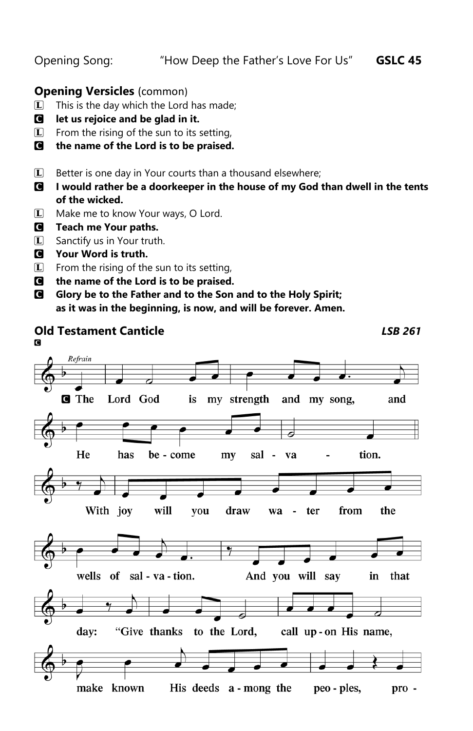Opening Song: "How Deep the Father's Love For Us" **GSLC 45**

## Opening Versicles (common)

L This is the day which the Lord has made;

C **let us rejoice and be glad in it.**

L From the rising of the sun to its setting,

C **the name of the Lord is to be praised.**

L Better is one day in Your courts than a thousand elsewhere;

C **I would rather be a doorkeeper in the house of my God than dwell in the tents of the wicked.**

L Make me to know Your ways, O Lord.

C **Teach me Your paths.**

L Sanctify us in Your truth.

C **Your Word is truth.**

L From the rising of the sun to its setting,

C **the name of the Lord is to be praised.**

C **Glory be to the Father and to the Son and to the Holy Spirit;
as it was in the beginning, is now, and will be forever. Amen.**

## Old Testament Canticle *LSB 261*

C

*Refrain*

C The Lord God is my strength and my song, and He has become my salvation.

With joy will you draw water from the wells of salvation. And you will say in that day: "Give thanks to the Lord, call upon His name, make known His deeds among the peoples, pro-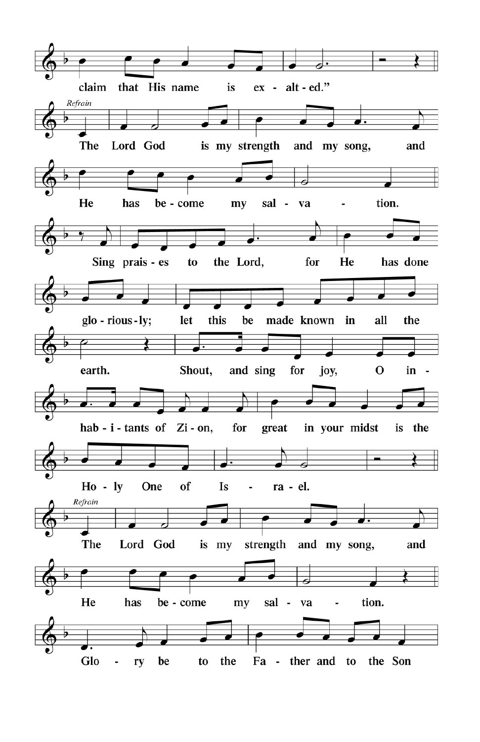claim that His name is exalted."

*Refrain*

The Lord God is my strength and my song, and He has become my salvation.

Sing praises to the Lord, for He has done gloriously; let this be made known in all the earth. Shout, and sing for joy, O inhabitants of Zion, for great in your midst is the Holy One of Israel.

*Refrain*

The Lord God is my strength and my song, and He has become my salvation.

Glory be to the Father and to the Son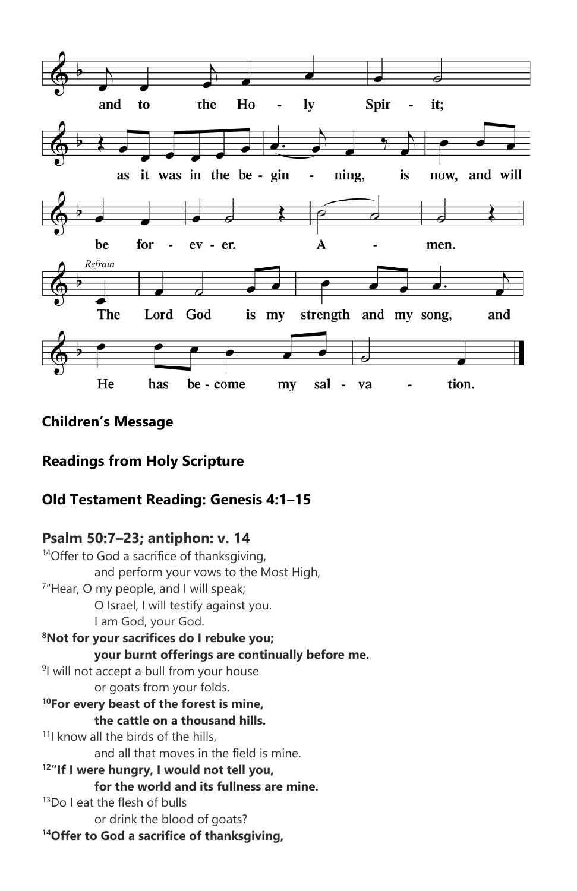and to the Ho - ly Spir - it;

as it was in the be - gin - ning, is now, and will

be for - ev - er. A - men.

*Refrain*

The Lord God is my strength and my song, and

He has be - come my sal - va - tion.

**Children's Message**

**Readings from Holy Scripture**

**Old Testament Reading: Genesis 4:1–15**

**Psalm 50:7–23; antiphon: v. 14**

[14]Offer to God a sacrifice of thanksgiving,
and perform your vows to the Most High,

[7]"Hear, O my people, and I will speak;
O Israel, I will testify against you.
I am God, your God.

**[8]Not for your sacrifices do I rebuke you;**
**your burnt offerings are continually before me.**

[9]I will not accept a bull from your house
or goats from your folds.

**[10]For every beast of the forest is mine,**
**the cattle on a thousand hills.**

[11]I know all the birds of the hills,
and all that moves in the field is mine.

**[12]"If I were hungry, I would not tell you,**
**for the world and its fullness are mine.**

[13]Do I eat the flesh of bulls
or drink the blood of goats?

**[14]Offer to God a sacrifice of thanksgiving,**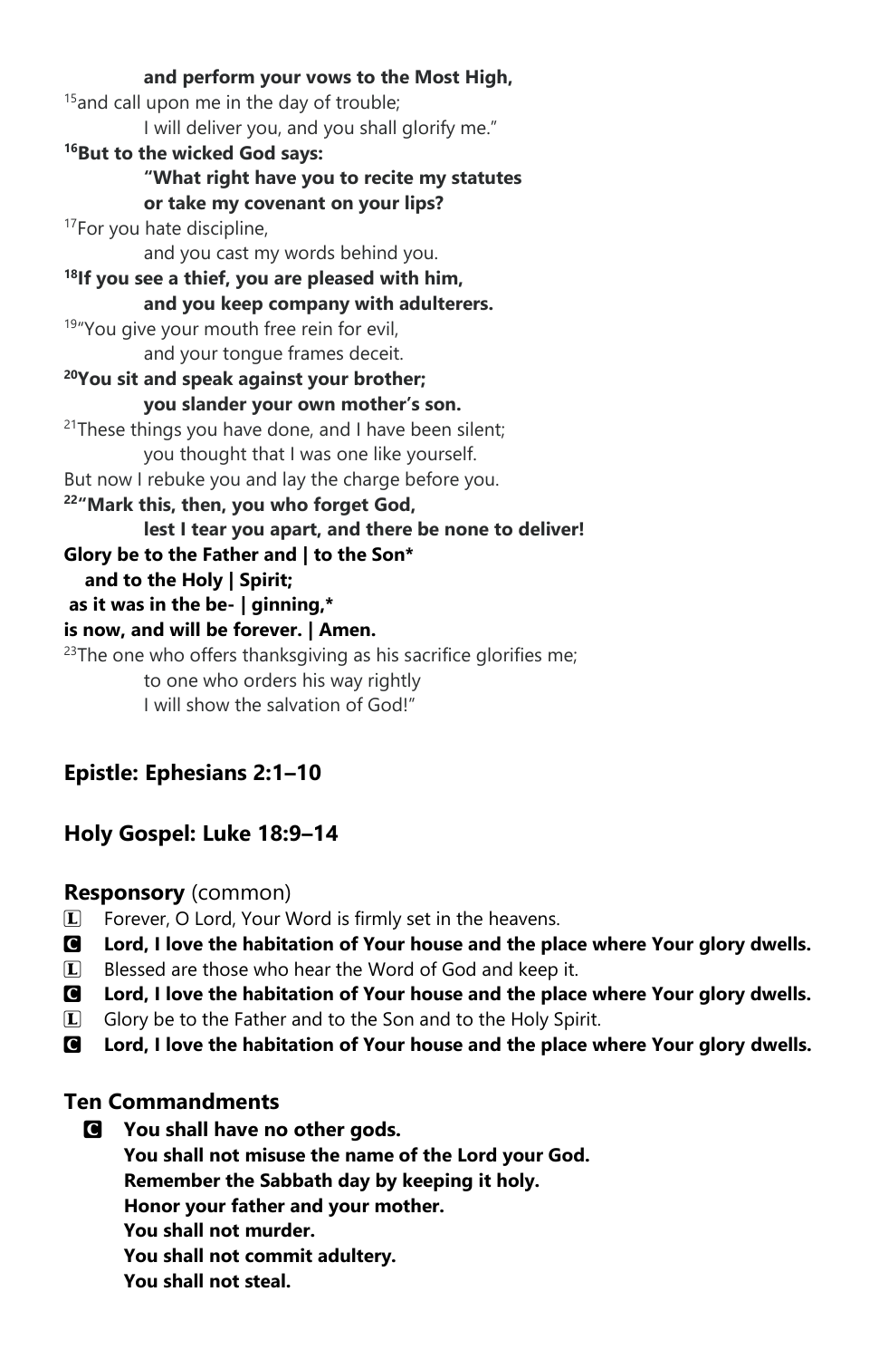**and perform your vows to the Most High,**

[15]and call upon me in the day of trouble;
I will deliver you, and you shall glorify me."

**[16]But to the wicked God says:**
**"What right have you to recite my statutes**
**or take my covenant on your lips?**

[17]For you hate discipline,
and you cast my words behind you.

**[18]If you see a thief, you are pleased with him,**
**and you keep company with adulterers.**

[19]"You give your mouth free rein for evil,
and your tongue frames deceit.

**[20]You sit and speak against your brother;**
**you slander your own mother's son.**

[21]These things you have done, and I have been silent;
you thought that I was one like yourself.
But now I rebuke you and lay the charge before you.

**[22]"Mark this, then, you who forget God,**
**lest I tear you apart, and there be none to deliver!**

**Glory be to the Father and | to the Son***
**and to the Holy | Spirit;**
**as it was in the be- | ginning,***
**is now, and will be forever. | Amen.**

[23]The one who offers thanksgiving as his sacrifice glorifies me;
to one who orders his way rightly
I will show the salvation of God!"

## Epistle: Ephesians 2:1–10

## Holy Gospel: Luke 18:9–14

### Responsory (common)

L Forever, O Lord, Your Word is firmly set in the heavens.

**C Lord, I love the habitation of Your house and the place where Your glory dwells.**

L Blessed are those who hear the Word of God and keep it.

**C Lord, I love the habitation of Your house and the place where Your glory dwells.**

L Glory be to the Father and to the Son and to the Holy Spirit.

**C Lord, I love the habitation of Your house and the place where Your glory dwells.**

### Ten Commandments

**C You shall have no other gods.**
**You shall not misuse the name of the Lord your God.**
**Remember the Sabbath day by keeping it holy.**
**Honor your father and your mother.**
**You shall not murder.**
**You shall not commit adultery.**
**You shall not steal.**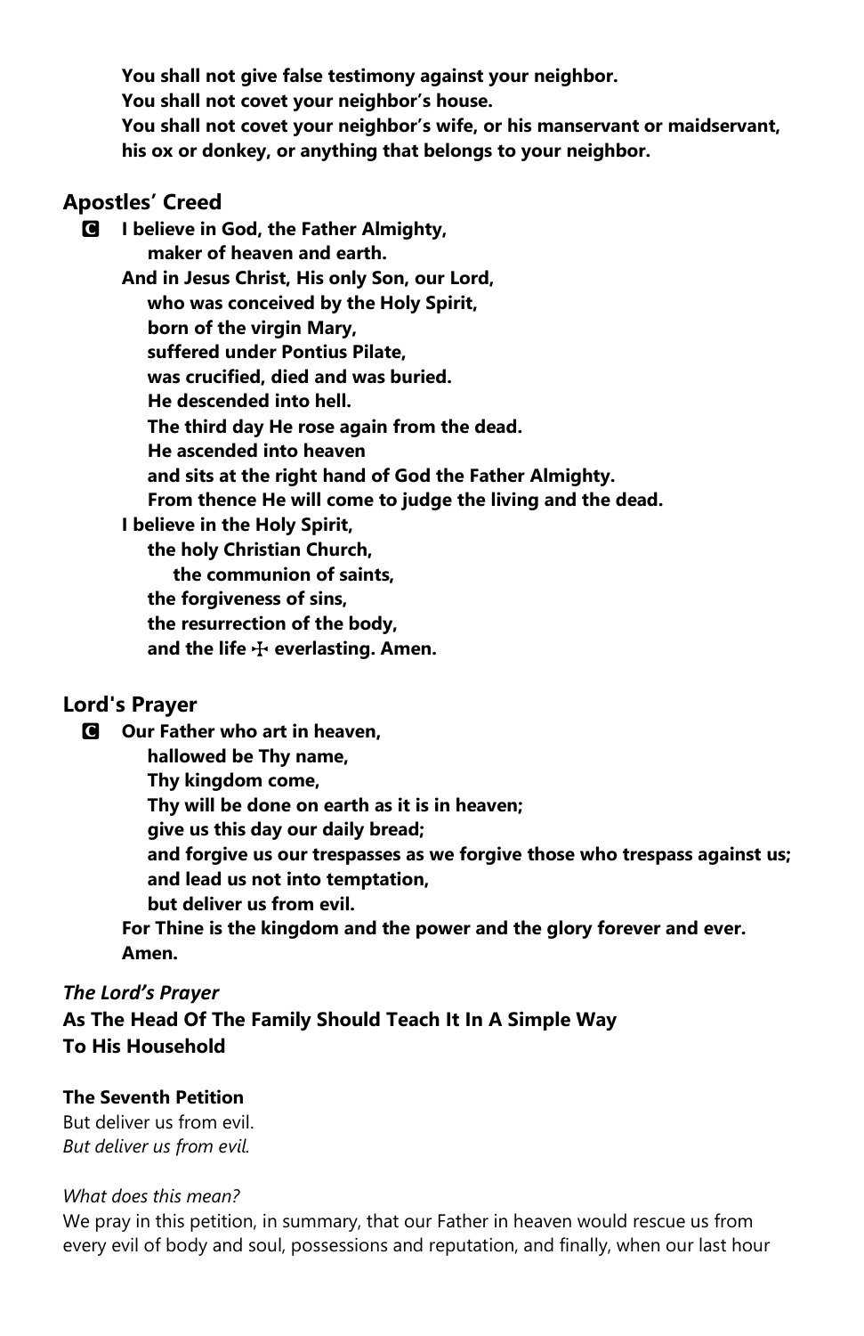**You shall not give false testimony against your neighbor.**
**You shall not covet your neighbor's house.**
**You shall not covet your neighbor's wife, or his manservant or maidservant, his ox or donkey, or anything that belongs to your neighbor.**

## Apostles' Creed

**C** **I believe in God, the Father Almighty,**
**maker of heaven and earth.**
**And in Jesus Christ, His only Son, our Lord,**
**who was conceived by the Holy Spirit,**
**born of the virgin Mary,**
**suffered under Pontius Pilate,**
**was crucified, died and was buried.**
**He descended into hell.**
**The third day He rose again from the dead.**
**He ascended into heaven**
**and sits at the right hand of God the Father Almighty.**
**From thence He will come to judge the living and the dead.**
**I believe in the Holy Spirit,**
**the holy Christian Church,**
**the communion of saints,**
**the forgiveness of sins,**
**the resurrection of the body,**
**and the life ☩ everlasting. Amen.**

## Lord's Prayer

**C** **Our Father who art in heaven,**
**hallowed be Thy name,**
**Thy kingdom come,**
**Thy will be done on earth as it is in heaven;**
**give us this day our daily bread;**
**and forgive us our trespasses as we forgive those who trespass against us;**
**and lead us not into temptation,**
**but deliver us from evil.**
**For Thine is the kingdom and the power and the glory forever and ever.**
**Amen.**

***The Lord's Prayer***
**As The Head Of The Family Should Teach It In A Simple Way**
**To His Household**

**The Seventh Petition**
But deliver us from evil.
*But deliver us from evil.*

*What does this mean?*
We pray in this petition, in summary, that our Father in heaven would rescue us from every evil of body and soul, possessions and reputation, and finally, when our last hour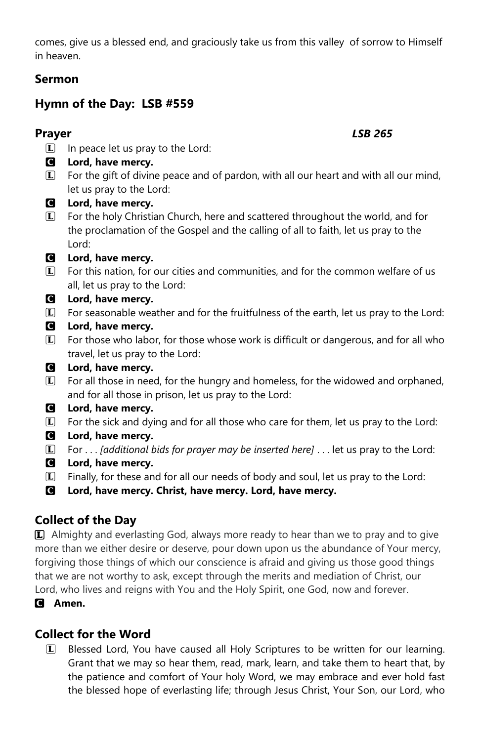comes, give us a blessed end, and graciously take us from this valley of sorrow to Himself in heaven.

## Sermon

## Hymn of the Day: LSB #559

## Prayer *LSB 265*

L In peace let us pray to the Lord:

C **Lord, have mercy.**

L For the gift of divine peace and of pardon, with all our heart and with all our mind, let us pray to the Lord:

C **Lord, have mercy.**

L For the holy Christian Church, here and scattered throughout the world, and for the proclamation of the Gospel and the calling of all to faith, let us pray to the Lord:

C **Lord, have mercy.**

L For this nation, for our cities and communities, and for the common welfare of us all, let us pray to the Lord:

C **Lord, have mercy.**

L For seasonable weather and for the fruitfulness of the earth, let us pray to the Lord:

C **Lord, have mercy.**

L For those who labor, for those whose work is difficult or dangerous, and for all who travel, let us pray to the Lord:

C **Lord, have mercy.**

L For all those in need, for the hungry and homeless, for the widowed and orphaned, and for all those in prison, let us pray to the Lord:

C **Lord, have mercy.**

L For the sick and dying and for all those who care for them, let us pray to the Lord:

C **Lord, have mercy.**

L For . . . *[additional bids for prayer may be inserted here]* . . . let us pray to the Lord:

C **Lord, have mercy.**

L Finally, for these and for all our needs of body and soul, let us pray to the Lord:

C **Lord, have mercy. Christ, have mercy. Lord, have mercy.**

## Collect of the Day

L Almighty and everlasting God, always more ready to hear than we to pray and to give more than we either desire or deserve, pour down upon us the abundance of Your mercy, forgiving those things of which our conscience is afraid and giving us those good things that we are not worthy to ask, except through the merits and mediation of Christ, our Lord, who lives and reigns with You and the Holy Spirit, one God, now and forever.

C **Amen.**

## Collect for the Word

L Blessed Lord, You have caused all Holy Scriptures to be written for our learning. Grant that we may so hear them, read, mark, learn, and take them to heart that, by the patience and comfort of Your holy Word, we may embrace and ever hold fast the blessed hope of everlasting life; through Jesus Christ, Your Son, our Lord, who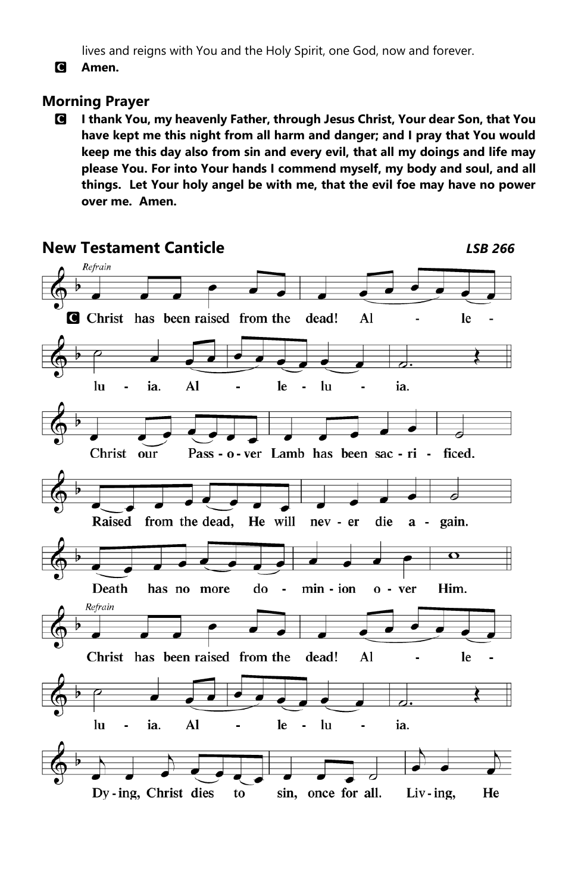lives and reigns with You and the Holy Spirit, one God, now and forever.

**C Amen.**

## Morning Prayer

**C I thank You, my heavenly Father, through Jesus Christ, Your dear Son, that You have kept me this night from all harm and danger; and I pray that You would keep me this day also from sin and every evil, that all my doings and life may please You. For into Your hands I commend myself, my body and soul, and all things. Let Your holy angel be with me, that the evil foe may have no power over me. Amen.**

## New Testament Canticle

***LSB 266***

*Refrain*

**C Christ has been raised from the dead! Al - le - lu - ia. Al - le - lu - ia.**

**Christ our Pass - o - ver Lamb has been sac - ri - ficed.**

**Raised from the dead, He will nev - er die a - gain.**

**Death has no more do - min - ion o - ver Him.**

*Refrain*

**Christ has been raised from the dead! Al - le - lu - ia. Al - le - lu - ia.**

**Dy - ing, Christ dies to sin, once for all. Liv - ing, He**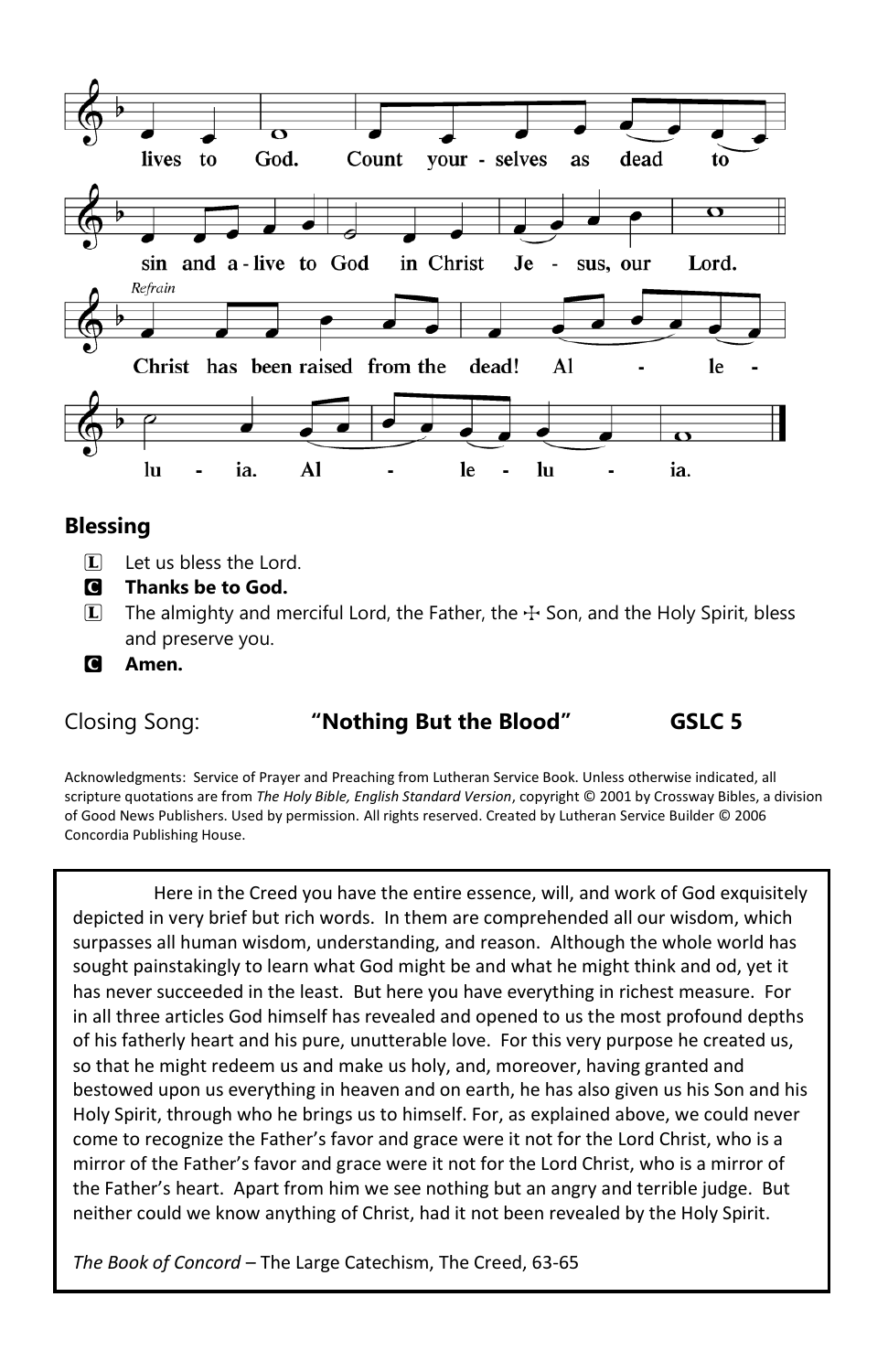lives to God. Count your-selves as dead to sin and a-live to God in Christ Je-sus, our Lord.

*Refrain*

Christ has been raised from the dead! Al-le-lu-ia. Al-le-lu-ia.

## Blessing

L Let us bless the Lord.

C **Thanks be to God.**

L The almighty and merciful Lord, the Father, the ☩ Son, and the Holy Spirit, bless and preserve you.

C **Amen.**

Closing Song: **"Nothing But the Blood"** **GSLC 5**

Acknowledgments: Service of Prayer and Preaching from Lutheran Service Book. Unless otherwise indicated, all scripture quotations are from *The Holy Bible, English Standard Version*, copyright © 2001 by Crossway Bibles, a division of Good News Publishers. Used by permission. All rights reserved. Created by Lutheran Service Builder © 2006 Concordia Publishing House.

Here in the Creed you have the entire essence, will, and work of God exquisitely depicted in very brief but rich words. In them are comprehended all our wisdom, which surpasses all human wisdom, understanding, and reason. Although the whole world has sought painstakingly to learn what God might be and what he might think and od, yet it has never succeeded in the least. But here you have everything in richest measure. For in all three articles God himself has revealed and opened to us the most profound depths of his fatherly heart and his pure, unutterable love. For this very purpose he created us, so that he might redeem us and make us holy, and, moreover, having granted and bestowed upon us everything in heaven and on earth, he has also given us his Son and his Holy Spirit, through who he brings us to himself. For, as explained above, we could never come to recognize the Father's favor and grace were it not for the Lord Christ, who is a mirror of the Father's favor and grace were it not for the Lord Christ, who is a mirror of the Father's heart. Apart from him we see nothing but an angry and terrible judge. But neither could we know anything of Christ, had it not been revealed by the Holy Spirit.

*The Book of Concord* – The Large Catechism, The Creed, 63-65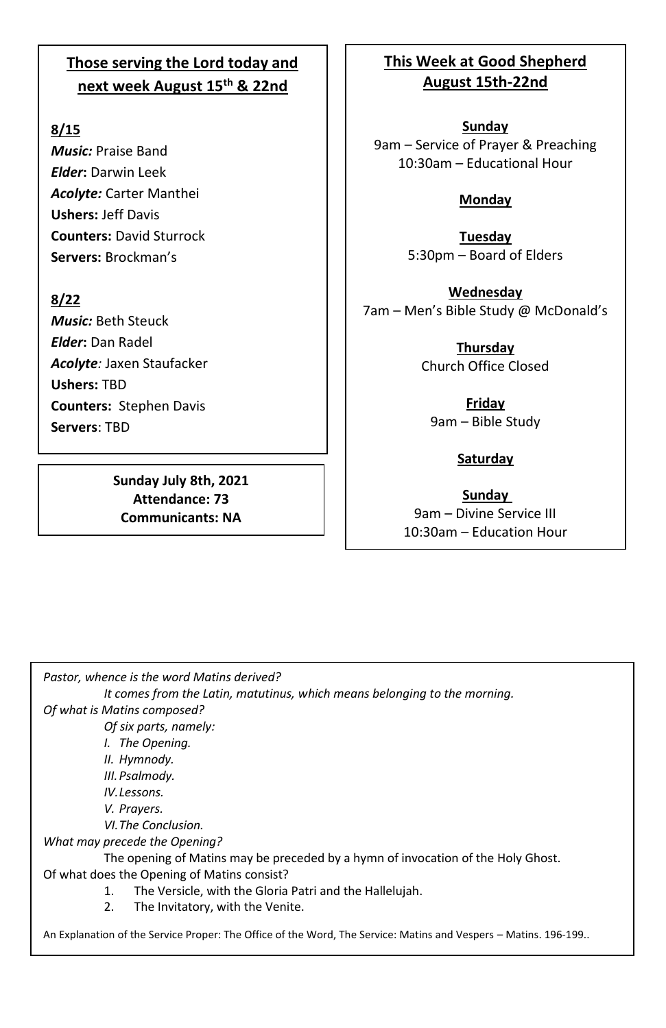## Those serving the Lord today and next week August 15th & 22nd

**8/15**

***Music:*** Praise Band
***Elder*****:** Darwin Leek
***Acolyte:*** Carter Manthei
**Ushers:** Jeff Davis
**Counters:** David Sturrock
**Servers:** Brockman's

**8/22**

***Music:*** Beth Steuck
***Elder*****:** Dan Radel
***Acolyte****:* Jaxen Staufacker
**Ushers:** TBD
**Counters:** Stephen Davis
**Servers**: TBD

**Sunday July 8th, 2021**
**Attendance: 73**
**Communicants: NA**

## This Week at Good Shepherd August 15th-22nd

**Sunday**
9am – Service of Prayer & Preaching
10:30am – Educational Hour

**Monday**

**Tuesday**
5:30pm – Board of Elders

**Wednesday**
7am – Men's Bible Study @ McDonald's

**Thursday**
Church Office Closed

**Friday**
9am – Bible Study

**Saturday**

**Sunday**
9am – Divine Service III
10:30am – Education Hour

*Pastor, whence is the word Matins derived?*

*It comes from the Latin, matutinus, which means belonging to the morning.*

*Of what is Matins composed?*

*Of six parts, namely:*

*I. The Opening.*
*II. Hymnody.*
*III. Psalmody.*
*IV. Lessons.*
*V. Prayers.*
*VI. The Conclusion.*

*What may precede the Opening?*

The opening of Matins may be preceded by a hymn of invocation of the Holy Ghost.

Of what does the Opening of Matins consist?

1. The Versicle, with the Gloria Patri and the Hallelujah.
2. The Invitatory, with the Venite.

An Explanation of the Service Proper: The Office of the Word, The Service: Matins and Vespers – Matins. 196-199..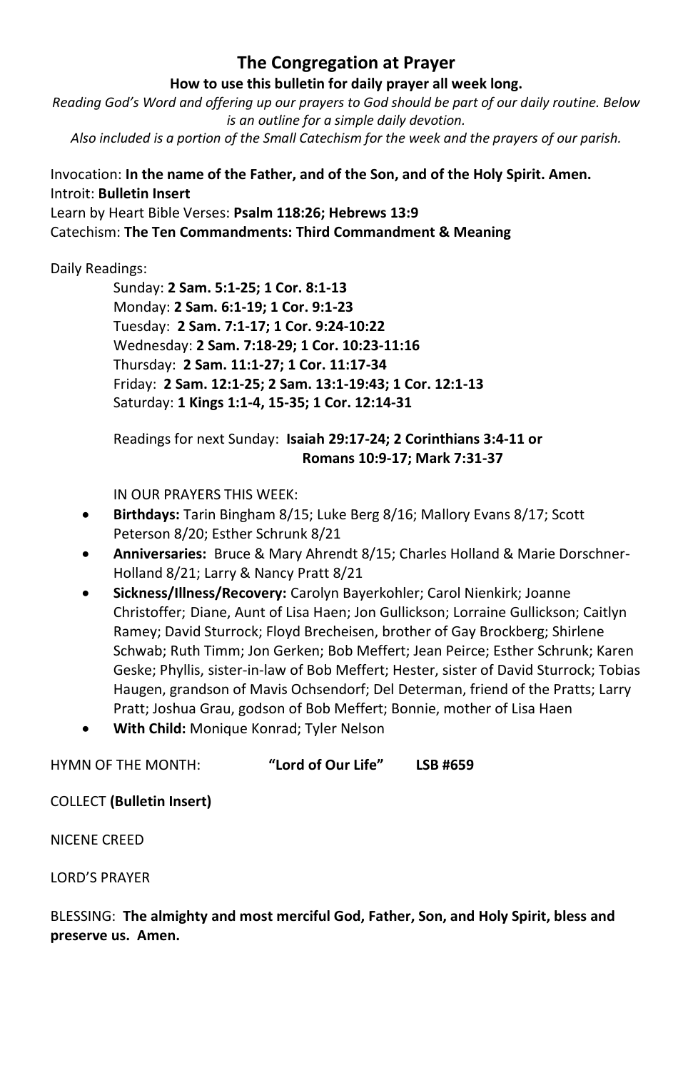## The Congregation at Prayer

**How to use this bulletin for daily prayer all week long.**

*Reading God's Word and offering up our prayers to God should be part of our daily routine. Below is an outline for a simple daily devotion.*

*Also included is a portion of the Small Catechism for the week and the prayers of our parish.*

Invocation: **In the name of the Father, and of the Son, and of the Holy Spirit. Amen.**
Introit: **Bulletin Insert**
Learn by Heart Bible Verses: **Psalm 118:26; Hebrews 13:9**
Catechism: **The Ten Commandments: Third Commandment & Meaning**

Daily Readings:

Sunday: **2 Sam. 5:1-25; 1 Cor. 8:1-13**
Monday: **2 Sam. 6:1-19; 1 Cor. 9:1-23**
Tuesday: **2 Sam. 7:1-17; 1 Cor. 9:24-10:22**
Wednesday: **2 Sam. 7:18-29; 1 Cor. 10:23-11:16**
Thursday: **2 Sam. 11:1-27; 1 Cor. 11:17-34**
Friday: **2 Sam. 12:1-25; 2 Sam. 13:1-19:43; 1 Cor. 12:1-13**
Saturday: **1 Kings 1:1-4, 15-35; 1 Cor. 12:14-31**

Readings for next Sunday: **Isaiah 29:17-24; 2 Corinthians 3:4-11 or Romans 10:9-17; Mark 7:31-37**

IN OUR PRAYERS THIS WEEK:

- **Birthdays:** Tarin Bingham 8/15; Luke Berg 8/16; Mallory Evans 8/17; Scott Peterson 8/20; Esther Schrunk 8/21
- **Anniversaries:** Bruce & Mary Ahrendt 8/15; Charles Holland & Marie Dorschner-Holland 8/21; Larry & Nancy Pratt 8/21
- **Sickness/Illness/Recovery:** Carolyn Bayerkohler; Carol Nienkirk; Joanne Christoffer; Diane, Aunt of Lisa Haen; Jon Gullickson; Lorraine Gullickson; Caitlyn Ramey; David Sturrock; Floyd Brecheisen, brother of Gay Brockberg; Shirlene Schwab; Ruth Timm; Jon Gerken; Bob Meffert; Jean Peirce; Esther Schrunk; Karen Geske; Phyllis, sister-in-law of Bob Meffert; Hester, sister of David Sturrock; Tobias Haugen, grandson of Mavis Ochsendorf; Del Determan, friend of the Pratts; Larry Pratt; Joshua Grau, godson of Bob Meffert; Bonnie, mother of Lisa Haen
- **With Child:** Monique Konrad; Tyler Nelson

HYMN OF THE MONTH: **"Lord of Our Life" LSB #659**

COLLECT **(Bulletin Insert)**

NICENE CREED

LORD'S PRAYER

BLESSING: **The almighty and most merciful God, Father, Son, and Holy Spirit, bless and preserve us. Amen.**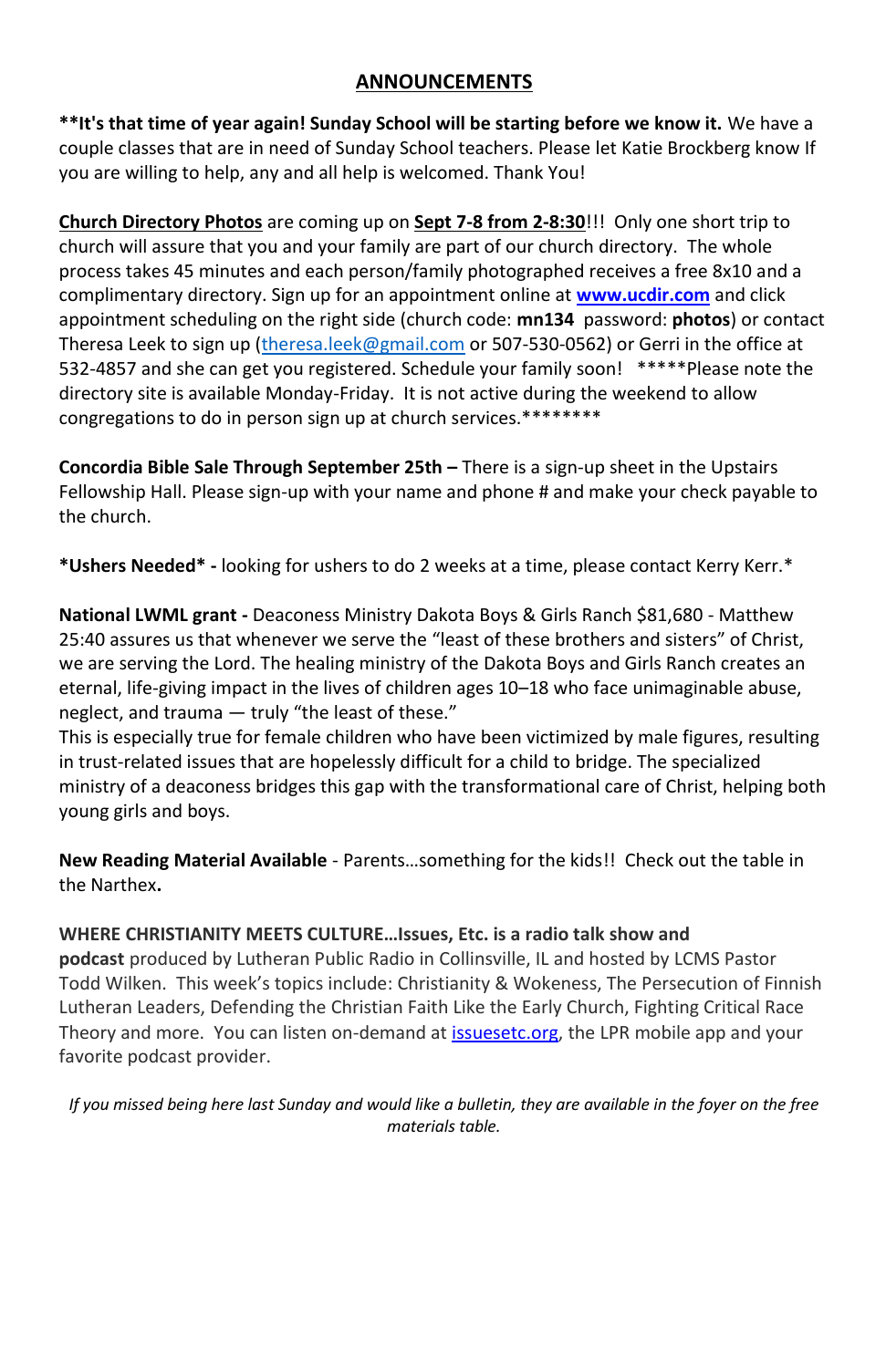## ANNOUNCEMENTS

****It's that time of year again! Sunday School will be starting before we know it.** We have a couple classes that are in need of Sunday School teachers. Please let Katie Brockberg know If you are willing to help, any and all help is welcomed. Thank You!

**Church Directory Photos** are coming up on **Sept 7-8 from 2-8:30**!!! Only one short trip to church will assure that you and your family are part of our church directory. The whole process takes 45 minutes and each person/family photographed receives a free 8x10 and a complimentary directory. Sign up for an appointment online at **www.ucdir.com** and click appointment scheduling on the right side (church code: **mn134** password: **photos**) or contact Theresa Leek to sign up (theresa.leek@gmail.com or 507-530-0562) or Gerri in the office at 532-4857 and she can get you registered. Schedule your family soon! *****Please note the directory site is available Monday-Friday. It is not active during the weekend to allow congregations to do in person sign up at church services.********

**Concordia Bible Sale Through September 25th –** There is a sign-up sheet in the Upstairs Fellowship Hall. Please sign-up with your name and phone # and make your check payable to the church.

***Ushers Needed* -** looking for ushers to do 2 weeks at a time, please contact Kerry Kerr.*

**National LWML grant -** Deaconess Ministry Dakota Boys & Girls Ranch $81,680 - Matthew 25:40 assures us that whenever we serve the "least of these brothers and sisters" of Christ, we are serving the Lord. The healing ministry of the Dakota Boys and Girls Ranch creates an eternal, life-giving impact in the lives of children ages 10–18 who face unimaginable abuse, neglect, and trauma — truly "the least of these."
This is especially true for female children who have been victimized by male figures, resulting in trust-related issues that are hopelessly difficult for a child to bridge. The specialized ministry of a deaconess bridges this gap with the transformational care of Christ, helping both young girls and boys.

**New Reading Material Available** - Parents…something for the kids!! Check out the table in the Narthex**.**

**WHERE CHRISTIANITY MEETS CULTURE…Issues, Etc. is a radio talk show and podcast** produced by Lutheran Public Radio in Collinsville, IL and hosted by LCMS Pastor Todd Wilken. This week's topics include: Christianity & Wokeness, The Persecution of Finnish Lutheran Leaders, Defending the Christian Faith Like the Early Church, Fighting Critical Race Theory and more. You can listen on-demand at issuesetc.org, the LPR mobile app and your favorite podcast provider.

*If you missed being here last Sunday and would like a bulletin, they are available in the foyer on the free materials table.*